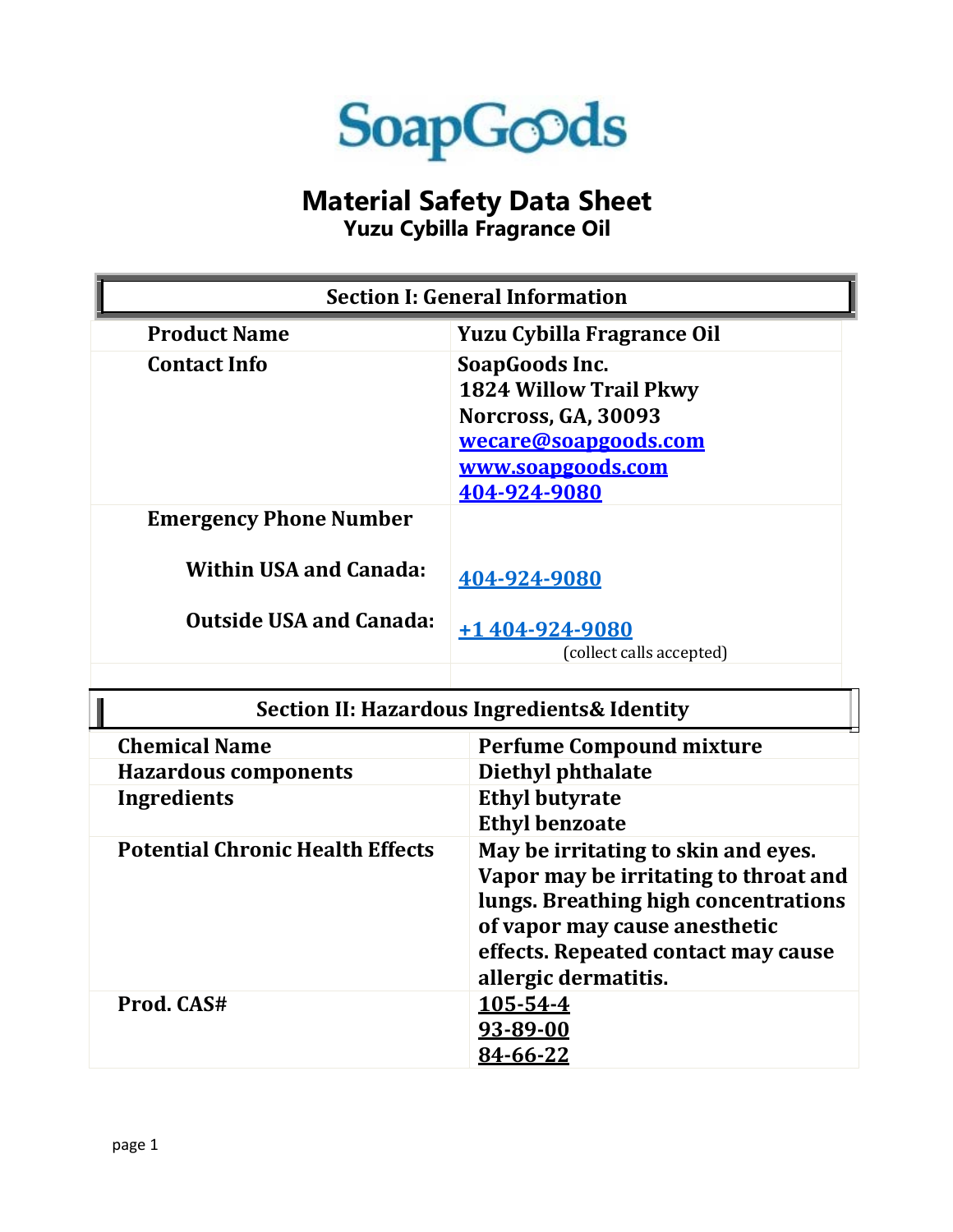SoapGoods

# Material Safety Data Sheet

## Yuzu Cybilla Fragrance Oil

| Section I: General Information | |
|---|---|
| **Product Name** | **Yuzu Cybilla Fragrance Oil** |
| **Contact Info** | **SoapGoods Inc.**<br>**1824 Willow Trail Pkwy**<br>**Norcross, GA, 30093**<br>**wecare@soapgoods.com**<br>**www.soapgoods.com**<br>**404-924-9080** |
| **Emergency Phone Number** | |
| **Within USA and Canada:** | **404-924-9080** |
| **Outside USA and Canada:** | **+1 404-924-9080**<br>(collect calls accepted) |

| Section II: Hazardous Ingredients& Identity | |
|---|---|
| **Chemical Name** | **Perfume Compound mixture** |
| **Hazardous components** | **Diethyl phthalate** |
| **Ingredients** | **Ethyl butyrate**<br>**Ethyl benzoate** |
| **Potential Chronic Health Effects** | **May be irritating to skin and eyes. Vapor may be irritating to throat and lungs. Breathing high concentrations of vapor may cause anesthetic effects. Repeated contact may cause allergic dermatitis.** |
| **Prod. CAS#** | **105-54-4**<br>**93-89-00**<br>**84-66-22** |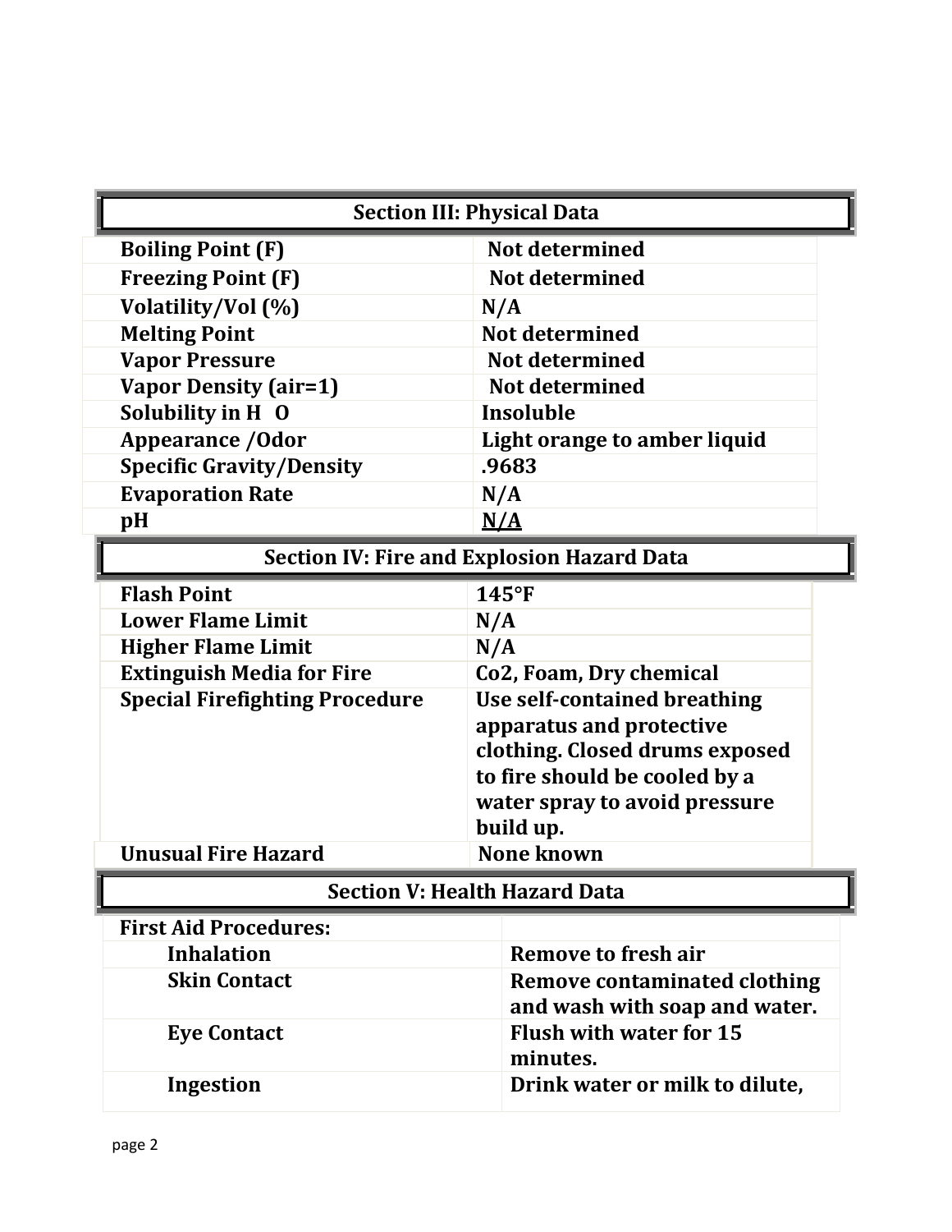## Section III: Physical Data

| | |
|---|---|
| Boiling Point (F) | Not determined |
| Freezing Point (F) | Not determined |
| Volatility/Vol (%) | N/A |
| Melting Point | Not determined |
| Vapor Pressure | Not determined |
| Vapor Density (air=1) | Not determined |
| Solubility in $H_2O$ | Insoluble |
| Appearance /Odor | Light orange to amber liquid |
| Specific Gravity/Density | .9683 |
| Evaporation Rate | N/A |
| pH | N/A |

## Section IV: Fire and Explosion Hazard Data

| | |
|---|---|
| Flash Point | 145°F |
| Lower Flame Limit | N/A |
| Higher Flame Limit | N/A |
| Extinguish Media for Fire | Co2, Foam, Dry chemical |
| Special Firefighting Procedure | Use self-contained breathing apparatus and protective clothing. Closed drums exposed to fire should be cooled by a water spray to avoid pressure build up. |
| Unusual Fire Hazard | None known |

## Section V: Health Hazard Data

| | |
|---|---|
| First Aid Procedures: | |
| Inhalation | Remove to fresh air |
| Skin Contact | Remove contaminated clothing and wash with soap and water. |
| Eye Contact | Flush with water for 15 minutes. |
| Ingestion | Drink water or milk to dilute, |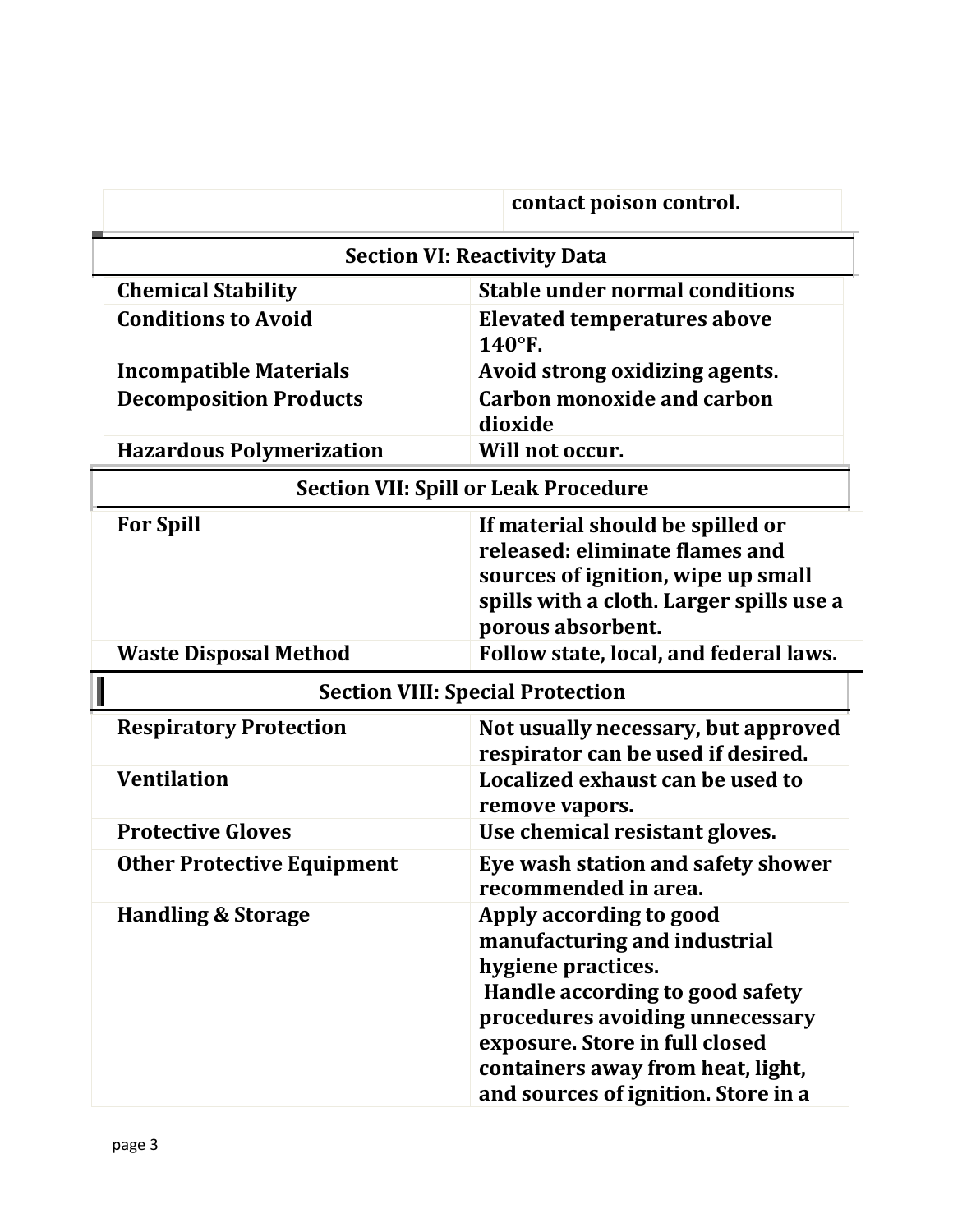| | |
|---|---|
| | contact poison control. |

| Section VI: Reactivity Data | |
|---|---|
| Chemical Stability | Stable under normal conditions |
| Conditions to Avoid | Elevated temperatures above 140°F. |
| Incompatible Materials | Avoid strong oxidizing agents. |
| Decomposition Products | Carbon monoxide and carbon dioxide |
| Hazardous Polymerization | Will not occur. |

| Section VII: Spill or Leak Procedure | |
|---|---|
| For Spill | If material should be spilled or released: eliminate flames and sources of ignition, wipe up small spills with a cloth. Larger spills use a porous absorbent. |
| Waste Disposal Method | Follow state, local, and federal laws. |

| Section VIII: Special Protection | |
|---|---|
| Respiratory Protection | Not usually necessary, but approved respirator can be used if desired. |
| Ventilation | Localized exhaust can be used to remove vapors. |
| Protective Gloves | Use chemical resistant gloves. |
| Other Protective Equipment | Eye wash station and safety shower recommended in area. |
| Handling & Storage | Apply according to good manufacturing and industrial hygiene practices. Handle according to good safety procedures avoiding unnecessary exposure. Store in full closed containers away from heat, light, and sources of ignition. Store in a |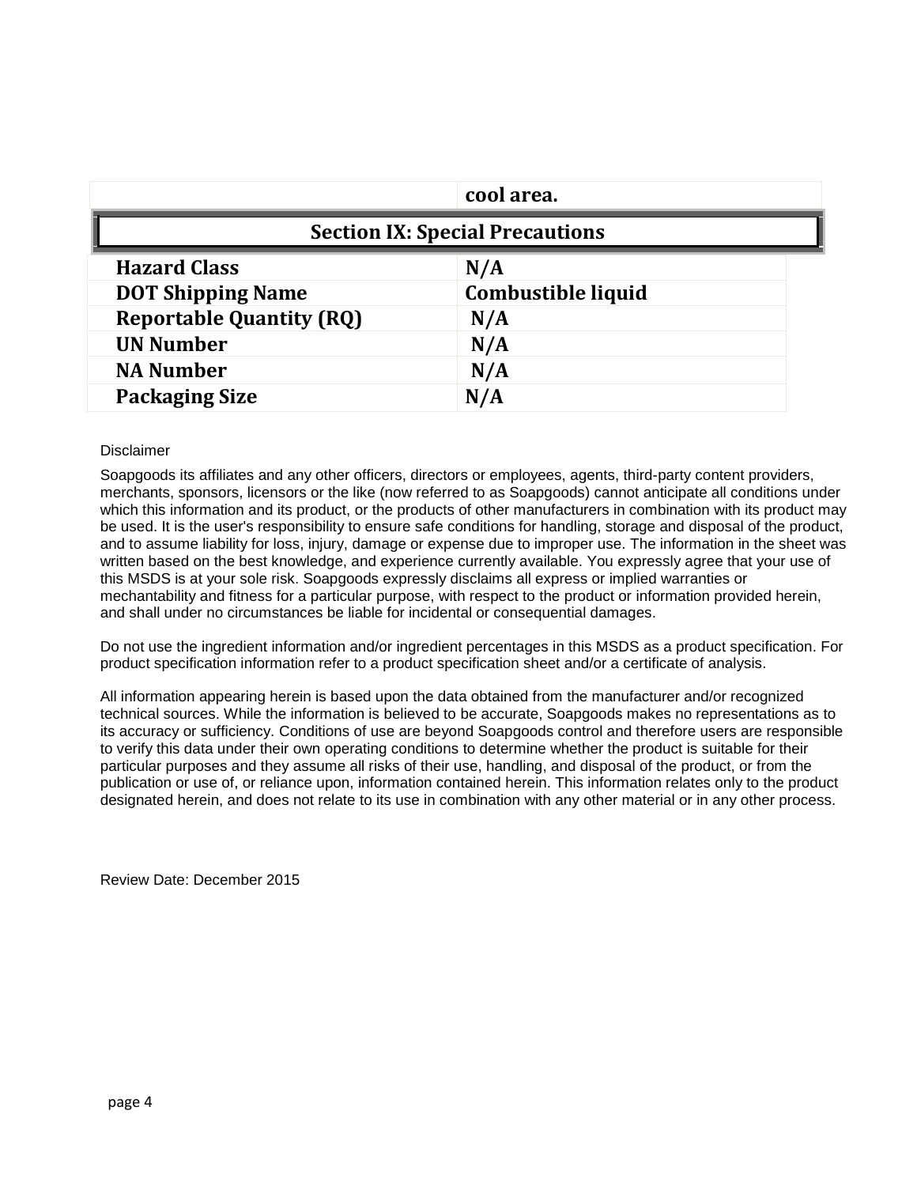| | |
|---|---|
| | **cool area.** |

## Section IX: Special Precautions

| | |
|---|---|
| **Hazard Class** | **N/A** |
| **DOT Shipping Name** | **Combustible liquid** |
| **Reportable Quantity (RQ)** | **N/A** |
| **UN Number** | **N/A** |
| **NA Number** | **N/A** |
| **Packaging Size** | **N/A** |

Disclaimer

Soapgoods its affiliates and any other officers, directors or employees, agents, third-party content providers, merchants, sponsors, licensors or the like (now referred to as Soapgoods) cannot anticipate all conditions under which this information and its product, or the products of other manufacturers in combination with its product may be used. It is the user's responsibility to ensure safe conditions for handling, storage and disposal of the product, and to assume liability for loss, injury, damage or expense due to improper use. The information in the sheet was written based on the best knowledge, and experience currently available. You expressly agree that your use of this MSDS is at your sole risk. Soapgoods expressly disclaims all express or implied warranties or mechantability and fitness for a particular purpose, with respect to the product or information provided herein, and shall under no circumstances be liable for incidental or consequential damages.

Do not use the ingredient information and/or ingredient percentages in this MSDS as a product specification. For product specification information refer to a product specification sheet and/or a certificate of analysis.

All information appearing herein is based upon the data obtained from the manufacturer and/or recognized technical sources. While the information is believed to be accurate, Soapgoods makes no representations as to its accuracy or sufficiency. Conditions of use are beyond Soapgoods control and therefore users are responsible to verify this data under their own operating conditions to determine whether the product is suitable for their particular purposes and they assume all risks of their use, handling, and disposal of the product, or from the publication or use of, or reliance upon, information contained herein. This information relates only to the product designated herein, and does not relate to its use in combination with any other material or in any other process.

Review Date: December 2015